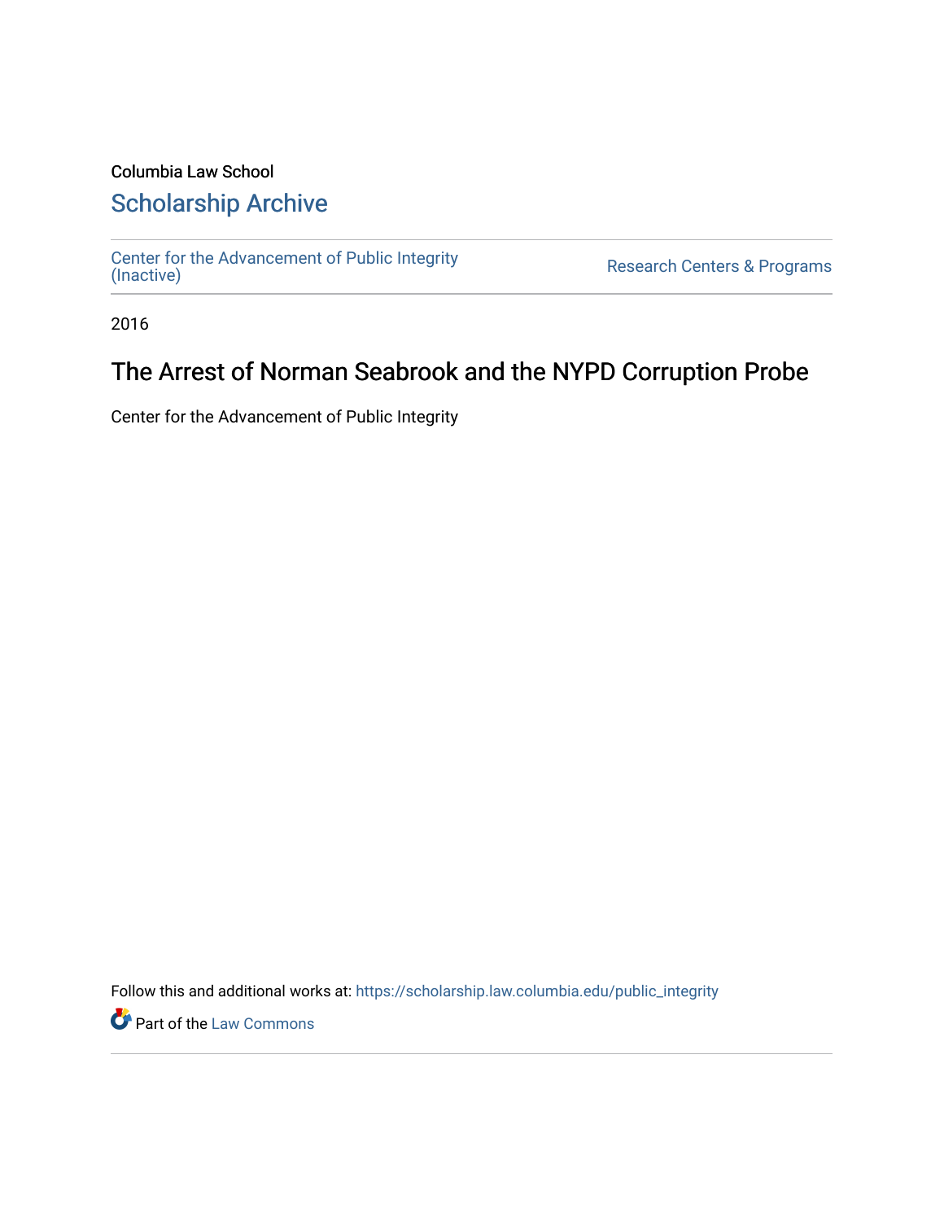Columbia Law School

# Scholarship Archive

Center for the Advancement of Public Integrity (Inactive)

Research Centers & Programs

2016

## The Arrest of Norman Seabrook and the NYPD Corruption Probe

Center for the Advancement of Public Integrity

Follow this and additional works at: https://scholarship.law.columbia.edu/public_integrity

Part of the Law Commons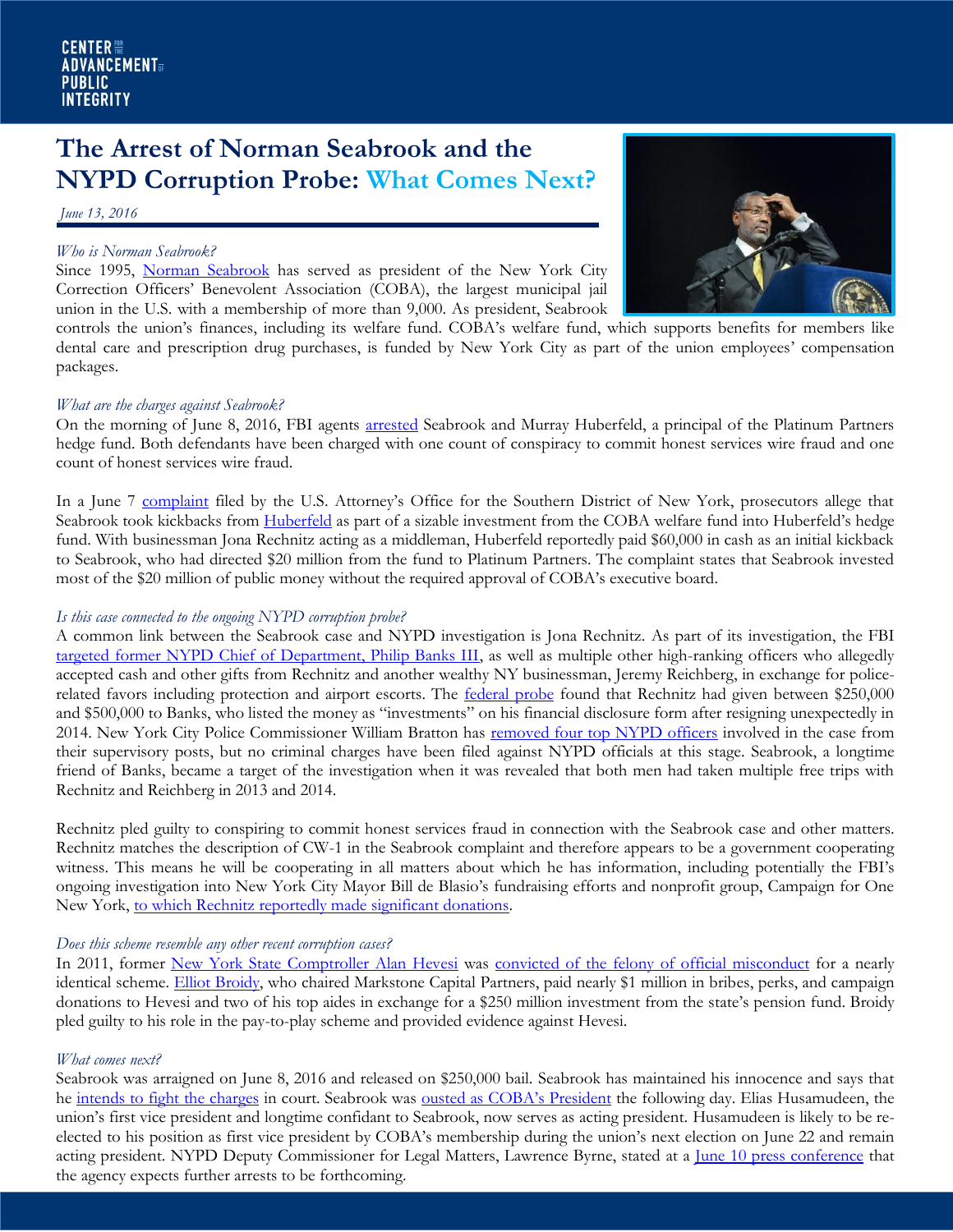# The Arrest of Norman Seabrook and the NYPD Corruption Probe: What Comes Next?

*June 13, 2016*

### *Who is Norman Seabrook?*

Since 1995, Norman Seabrook has served as president of the New York City Correction Officers' Benevolent Association (COBA), the largest municipal jail union in the U.S. with a membership of more than 9,000. As president, Seabrook controls the union's finances, including its welfare fund. COBA's welfare fund, which supports benefits for members like dental care and prescription drug purchases, is funded by New York City as part of the union employees' compensation packages.

### *What are the charges against Seabrook?*

On the morning of June 8, 2016, FBI agents arrested Seabrook and Murray Huberfeld, a principal of the Platinum Partners hedge fund. Both defendants have been charged with one count of conspiracy to commit honest services wire fraud and one count of honest services wire fraud.

In a June 7 complaint filed by the U.S. Attorney's Office for the Southern District of New York, prosecutors allege that Seabrook took kickbacks from Huberfeld as part of a sizable investment from the COBA welfare fund into Huberfeld's hedge fund. With businessman Jona Rechnitz acting as a middleman, Huberfeld reportedly paid $60,000 in cash as an initial kickback to Seabrook, who had directed $20 million from the fund to Platinum Partners. The complaint states that Seabrook invested most of the $20 million of public money without the required approval of COBA's executive board.

### *Is this case connected to the ongoing NYPD corruption probe?*

A common link between the Seabrook case and NYPD investigation is Jona Rechnitz. As part of its investigation, the FBI targeted former NYPD Chief of Department, Philip Banks III, as well as multiple other high-ranking officers who allegedly accepted cash and other gifts from Rechnitz and another wealthy NY businessman, Jeremy Reichberg, in exchange for police-related favors including protection and airport escorts. The federal probe found that Rechnitz had given between $250,000 and $500,000 to Banks, who listed the money as "investments" on his financial disclosure form after resigning unexpectedly in 2014. New York City Police Commissioner William Bratton has removed four top NYPD officers involved in the case from their supervisory posts, but no criminal charges have been filed against NYPD officials at this stage. Seabrook, a longtime friend of Banks, became a target of the investigation when it was revealed that both men had taken multiple free trips with Rechnitz and Reichberg in 2013 and 2014.

Rechnitz pled guilty to conspiring to commit honest services fraud in connection with the Seabrook case and other matters. Rechnitz matches the description of CW-1 in the Seabrook complaint and therefore appears to be a government cooperating witness. This means he will be cooperating in all matters about which he has information, including potentially the FBI's ongoing investigation into New York City Mayor Bill de Blasio's fundraising efforts and nonprofit group, Campaign for One New York, to which Rechnitz reportedly made significant donations.

### *Does this scheme resemble any other recent corruption cases?*

In 2011, former New York State Comptroller Alan Hevesi was convicted of the felony of official misconduct for a nearly identical scheme. Elliot Broidy, who chaired Markstone Capital Partners, paid nearly $1 million in bribes, perks, and campaign donations to Hevesi and two of his top aides in exchange for a $250 million investment from the state's pension fund. Broidy pled guilty to his role in the pay-to-play scheme and provided evidence against Hevesi.

### *What comes next?*

Seabrook was arraigned on June 8, 2016 and released on $250,000 bail. Seabrook has maintained his innocence and says that he intends to fight the charges in court. Seabrook was ousted as COBA's President the following day. Elias Husamudeen, the union's first vice president and longtime confidant to Seabrook, now serves as acting president. Husamudeen is likely to be re-elected to his position as first vice president by COBA's membership during the union's next election on June 22 and remain acting president. NYPD Deputy Commissioner for Legal Matters, Lawrence Byrne, stated at a June 10 press conference that the agency expects further arrests to be forthcoming.